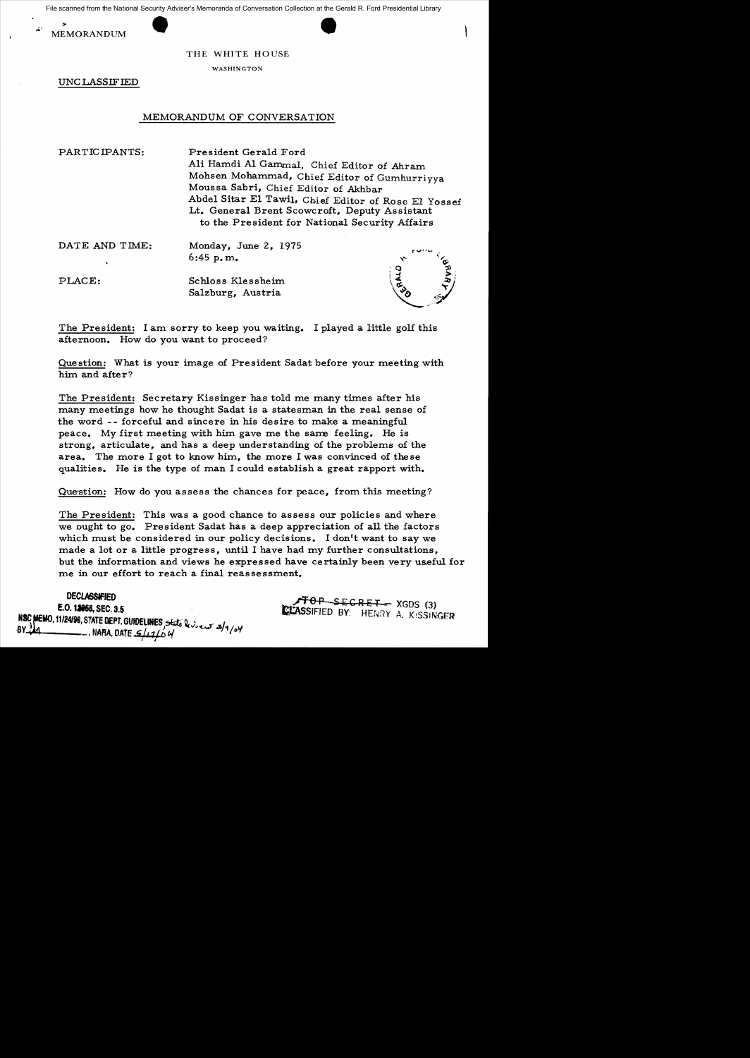File scanned from the National Security Adviser's Memoranda of Conversation Collection at the Gerald R. Ford Presidential Library

MEMORANDUM

THE WHITE HOUSE

WASHINGTON

UNCLASSIFIED

## MEMORANDUM OF CONVERSATION

PARTICIPANTS: President Gerald Ford
Ali Hamdi Al Gammal, Chief Editor of Ahram
Mohsen Mohammad, Chief Editor of Gumhurriyya
Moussa Sabri, Chief Editor of Akhbar
Abdel Sitar El Tawil, Chief Editor of Rose El Yossef
Lt. General Brent Scowcroft, Deputy Assistant to the President for National Security Affairs

DATE AND TIME: Monday, June 2, 1975
6:45 p.m.

PLACE: Schloss Klessheim
Salzburg, Austria

The President: I am sorry to keep you waiting. I played a little golf this afternoon. How do you want to proceed?

Question: What is your image of President Sadat before your meeting with him and after?

The President: Secretary Kissinger has told me many times after his many meetings how he thought Sadat is a statesman in the real sense of the word -- forceful and sincere in his desire to make a meaningful peace. My first meeting with him gave me the same feeling. He is strong, articulate, and has a deep understanding of the problems of the area. The more I got to know him, the more I was convinced of these qualities. He is the type of man I could establish a great rapport with.

Question: How do you assess the chances for peace, from this meeting?

The President: This was a good chance to assess our policies and where we ought to go. President Sadat has a deep appreciation of all the factors which must be considered in our policy decisions. I don't want to say we made a lot or a little progress, until I have had my further consultations, but the information and views he expressed have certainly been very useful for me in our effort to reach a final reassessment.

DECLASSIFIED
E.O. 12958, SEC. 3.5
NSC MEMO, 11/24/98, STATE DEPT. GUIDELINES State Review 3/9/04
BY [illegible], NARA, DATE 5/17/04

~~TOP SECRET~~ XGDS (3)
CLASSIFIED BY: HENRY A. KISSINGER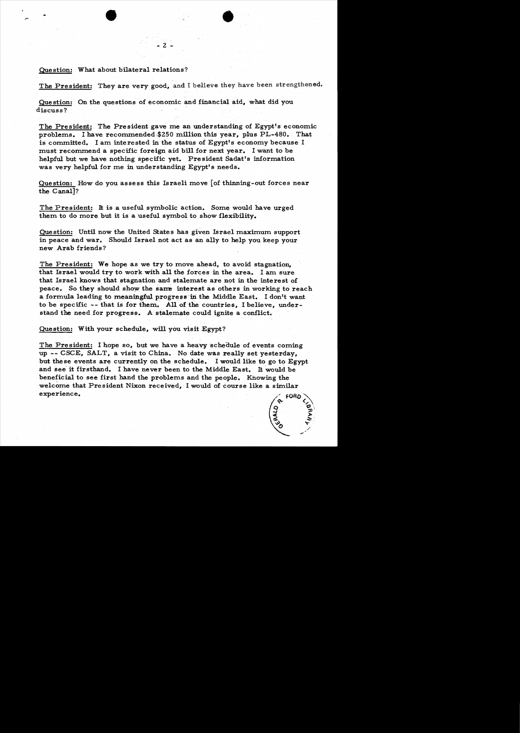Question: What about bilateral relations?

The President: They are very good, and I believe they have been strengthened.

Question: On the questions of economic and financial aid, what did you discuss?

The President: The President gave me an understanding of Egypt's economic problems. I have recommended $250 million this year, plus PL-480. That is committed. I am interested in the status of Egypt's economy because I must recommend a specific foreign aid bill for next year. I want to be helpful but we have nothing specific yet. President Sadat's information was very helpful for me in understanding Egypt's needs.

Question: How do you assess this Israeli move [of thinning-out forces near the Canal]?

The President: It is a useful symbolic action. Some would have urged them to do more but it is a useful symbol to show flexibility.

Question: Until now the United States has given Israel maximum support in peace and war. Should Israel not act as an ally to help you keep your new Arab friends?

The President: We hope as we try to move ahead, to avoid stagnation, that Israel would try to work with all the forces in the area. I am sure that Israel knows that stagnation and stalemate are not in the interest of peace. So they should show the same interest as others in working to reach a formula leading to meaningful progress in the Middle East. I don't want to be specific -- that is for them. All of the countries, I believe, understand the need for progress. A stalemate could ignite a conflict.

Question: With your schedule, will you visit Egypt?

The President: I hope so, but we have a heavy schedule of events coming up -- CSCE, SALT, a visit to China. No date was really set yesterday, but these events are currently on the schedule. I would like to go to Egypt and see it firsthand. I have never been to the Middle East. It would be beneficial to see first hand the problems and the people. Knowing the welcome that President Nixon received, I would of course like a similar experience.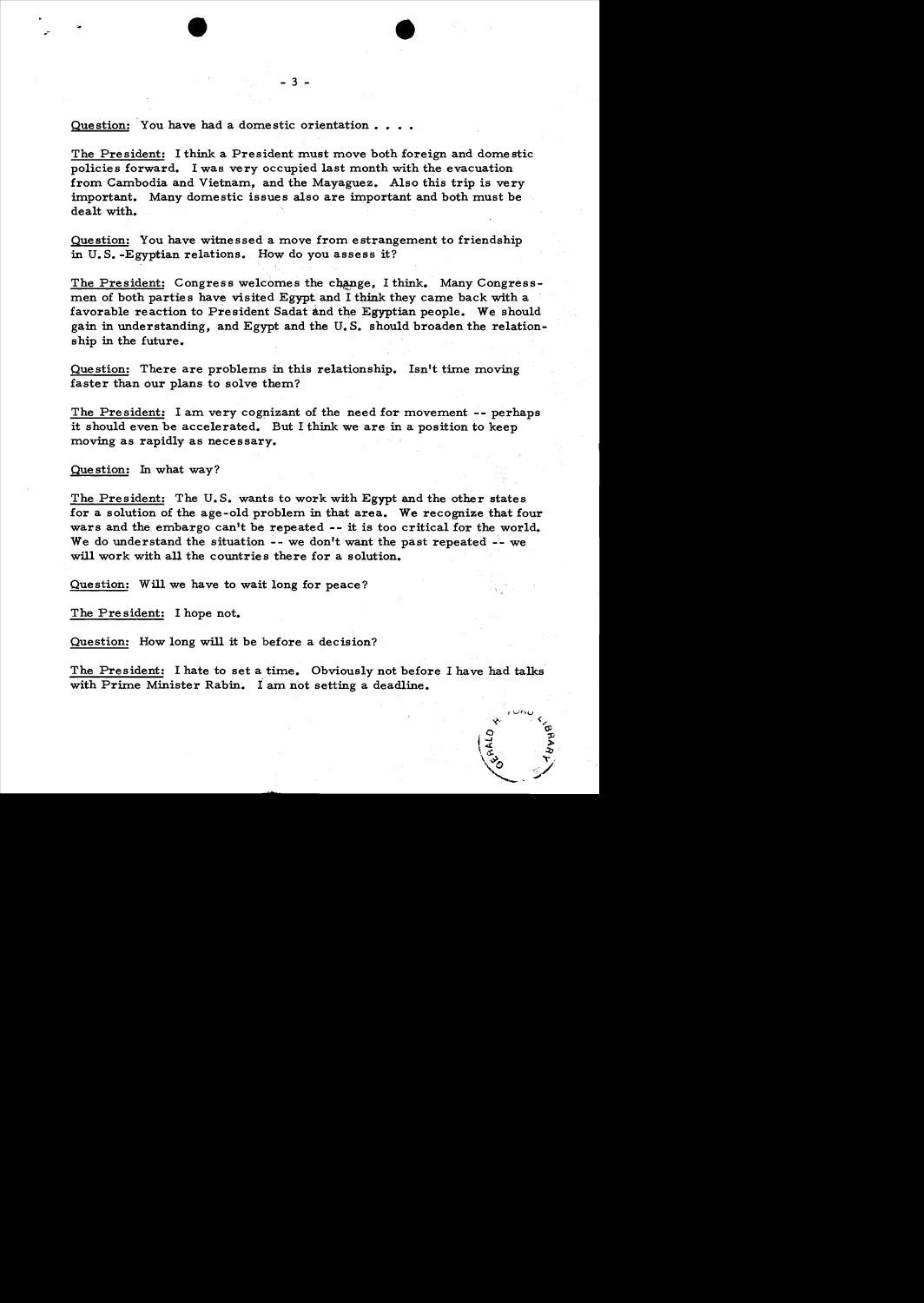Question: You have had a domestic orientation . . . .

The President: I think a President must move both foreign and domestic policies forward. I was very occupied last month with the evacuation from Cambodia and Vietnam, and the Mayaguez. Also this trip is very important. Many domestic issues also are important and both must be dealt with.

Question: You have witnessed a move from estrangement to friendship in U.S.-Egyptian relations. How do you assess it?

The President: Congress welcomes the change, I think. Many Congressmen of both parties have visited Egypt and I think they came back with a favorable reaction to President Sadat and the Egyptian people. We should gain in understanding, and Egypt and the U.S. should broaden the relationship in the future.

Question: There are problems in this relationship. Isn't time moving faster than our plans to solve them?

The President: I am very cognizant of the need for movement -- perhaps it should even be accelerated. But I think we are in a position to keep moving as rapidly as necessary.

Question: In what way?

The President: The U.S. wants to work with Egypt and the other states for a solution of the age-old problem in that area. We recognize that four wars and the embargo can't be repeated -- it is too critical for the world. We do understand the situation -- we don't want the past repeated -- we will work with all the countries there for a solution.

Question: Will we have to wait long for peace?

The President: I hope not.

Question: How long will it be before a decision?

The President: I hate to set a time. Obviously not before I have had talks with Prime Minister Rabin. I am not setting a deadline.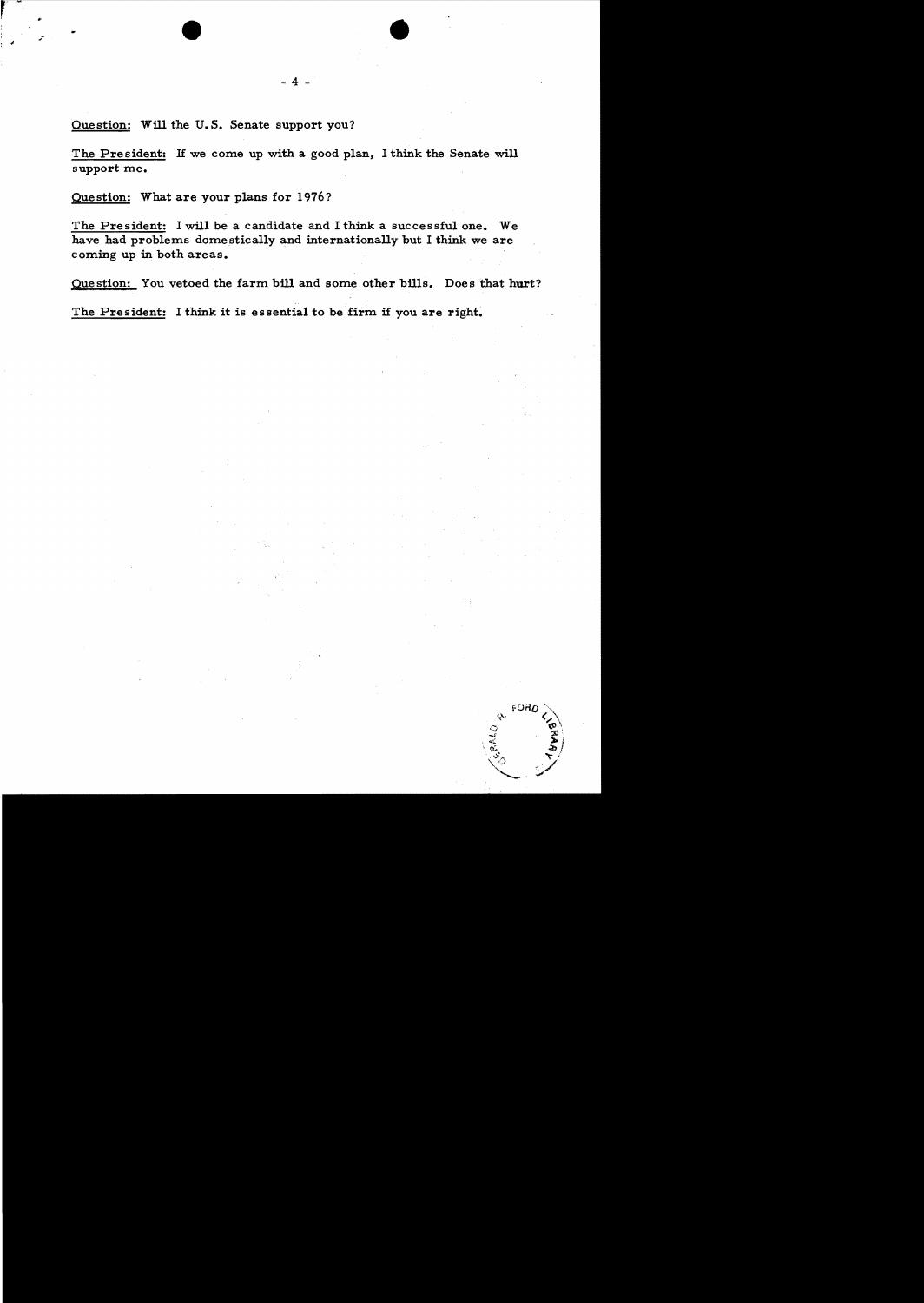<u>Question:</u> Will the U.S. Senate support you?

<u>The President:</u> If we come up with a good plan, I think the Senate will support me.

<u>Question:</u> What are your plans for 1976?

<u>The President:</u> I will be a candidate and I think a successful one. We have had problems domestically and internationally but I think we are coming up in both areas.

<u>Question:</u> You vetoed the farm bill and some other bills. Does that hurt?

<u>The President:</u> I think it is essential to be firm if you are right.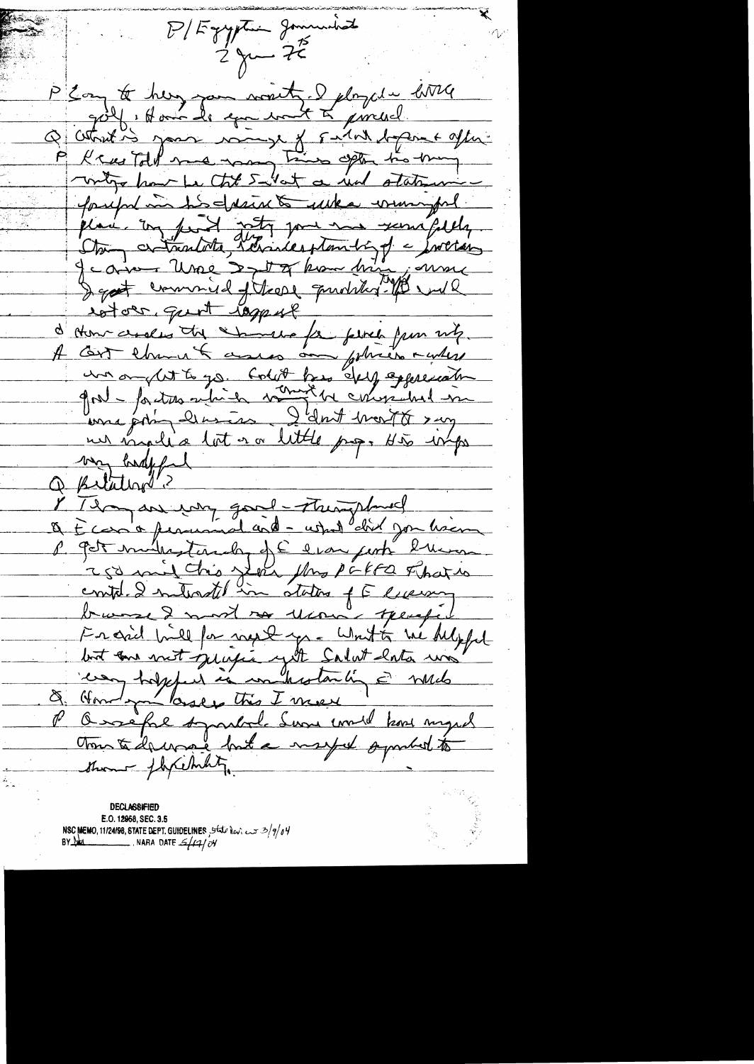P/Egyptian journalist
2 June 75

P Sorry to keep you waiting. I played a little golf. How do you want to proceed.

Q What is your image of Sadat before & after.

P Kissinger told me many times after his many visits how he that Sadat a real statesman — forceful in his desire to make meaningful peace. My first visit gave me same feeling. Strong, articulate, deep understanding of international ... I came here to know him more, I got convinced of those qualities. He will ... a great rapport

Q How are the chances for peace ... with.

P Got chances & areas ... ... & others ... to go. Sadat has deep appreciation of all factors which must be considered in move for peace. I don't want to say we made a lot or a little prog. His views very helpful

Q Relationship?

P They are very good — thoroughly ...

Q Economic & personal and — what did you learn

P Got understanding of E econ problems. Known 250 mil this year plus PL480 & that is contd. I interested in status of E economy because I must recommend specific Foreign aid bill for next yr. What he helpful but not specific ... Sadat data was very helpful in understanding E needs

Q How you assess this I mean

P A useful symbol. Some would have urged them to ... but a useful symbol to show flexibility.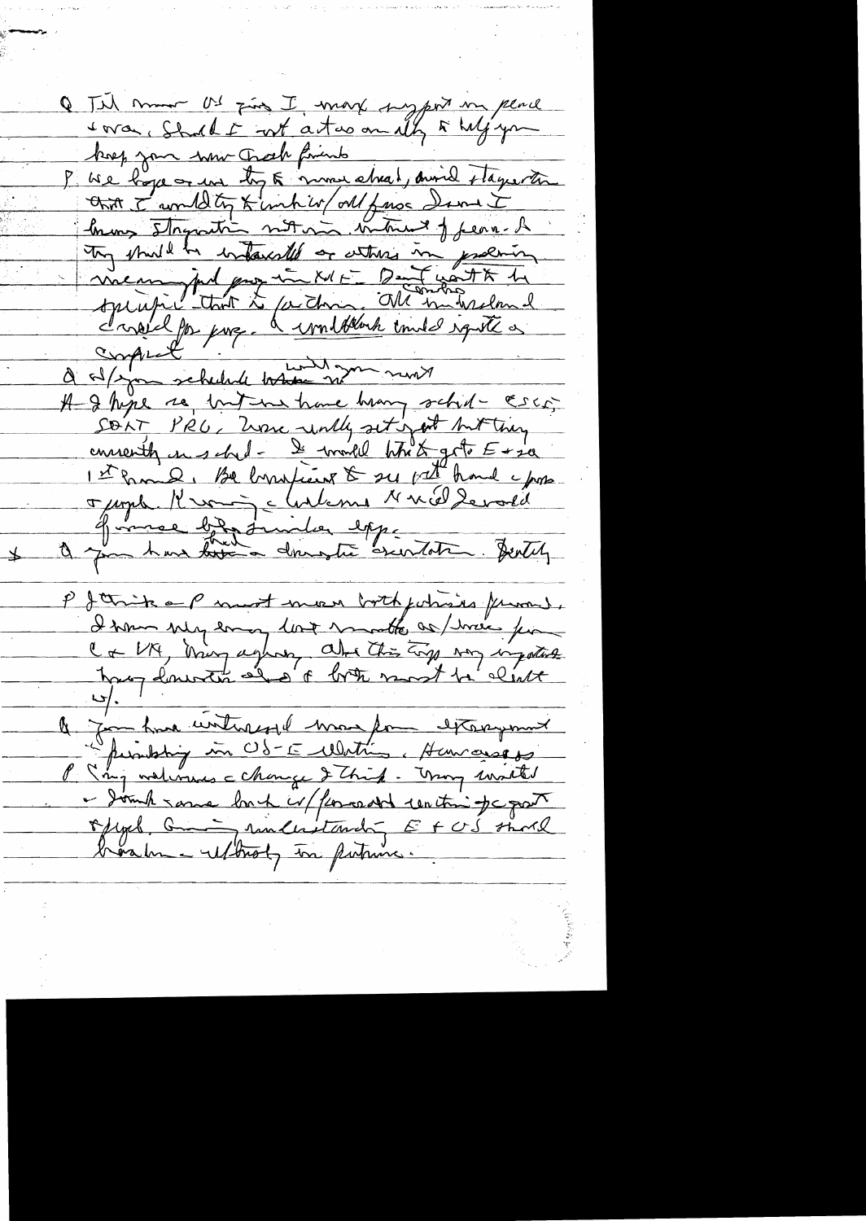Q Til now US firm I make support in peace svra. Should I not act as an ally to help you keep your new Arab friends

P We hope we can try to move ahead, avoid stagnation. that I would try to work w/ all forces. Since I know stagnation not in interest of peace. It they should be interested or others in producing meaningful prog in ME. Don't want to be specific that to factions. All countries understand I need for prog. I would think could upset a conflict.

Q W/ your schedule what will you next

A I hope so, but we have heavy sched - ESCE, SALT, PRG. None really set yet but they currently in sched - I would like to go to E + see 1st hand. Be beneficial to see 1st hand c prob + people. Knowing c leaders would be of immense benefit to similar exp.

\* Q You have had a domestic orientation. Identity

P I think a P must mesh both policies person. I know my long last mostly as/ chair for C + VN, many others, also this topic very important how domestic also of both must be closely w/.

Q You have interested more from economy & finishing in US-E relations. How assess

P Say welcomes c change I think. Many invited - I think some back w/ forward enthusiastic great steps. Growing understanding E + US should broaden - ultimately in future.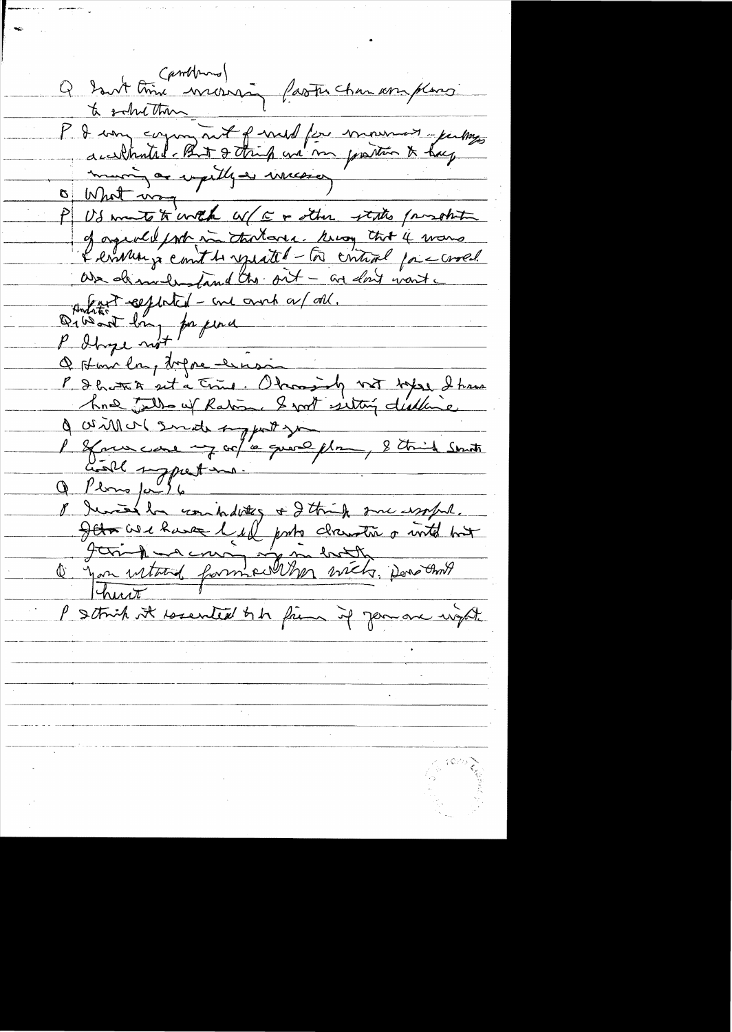Q Isn't time (problems) moving faster than our plans to solve them

P I very carefully not of mind for movement - perhaps accelerated. But I think we're in position to keep moving as rapidly as necessary

Q What way

P US wants to work w/ E & other states (resolution of original prob in that area. Many that 4 wars & embargo can't be repeated - too critical for world. We don't understand this out - we don't want another conflict - and avoid a/all.

Q Want long for peace

P I hope not

Q How long before decision

P I have to set a time. Obviously not before I have had talks w/ Rabin. I'm not setting deadline

Q Will U.S. Senate support you

P If we come up w/ a good plan, I think Senate will support me.

Q Plans for 76

P I'm a candidate & I think I'm successful. If we have had probs domestic & intl but I think we're moving up in both

Q You withstood former Nixon, Does that hurt

P I think it resented by him if you are right